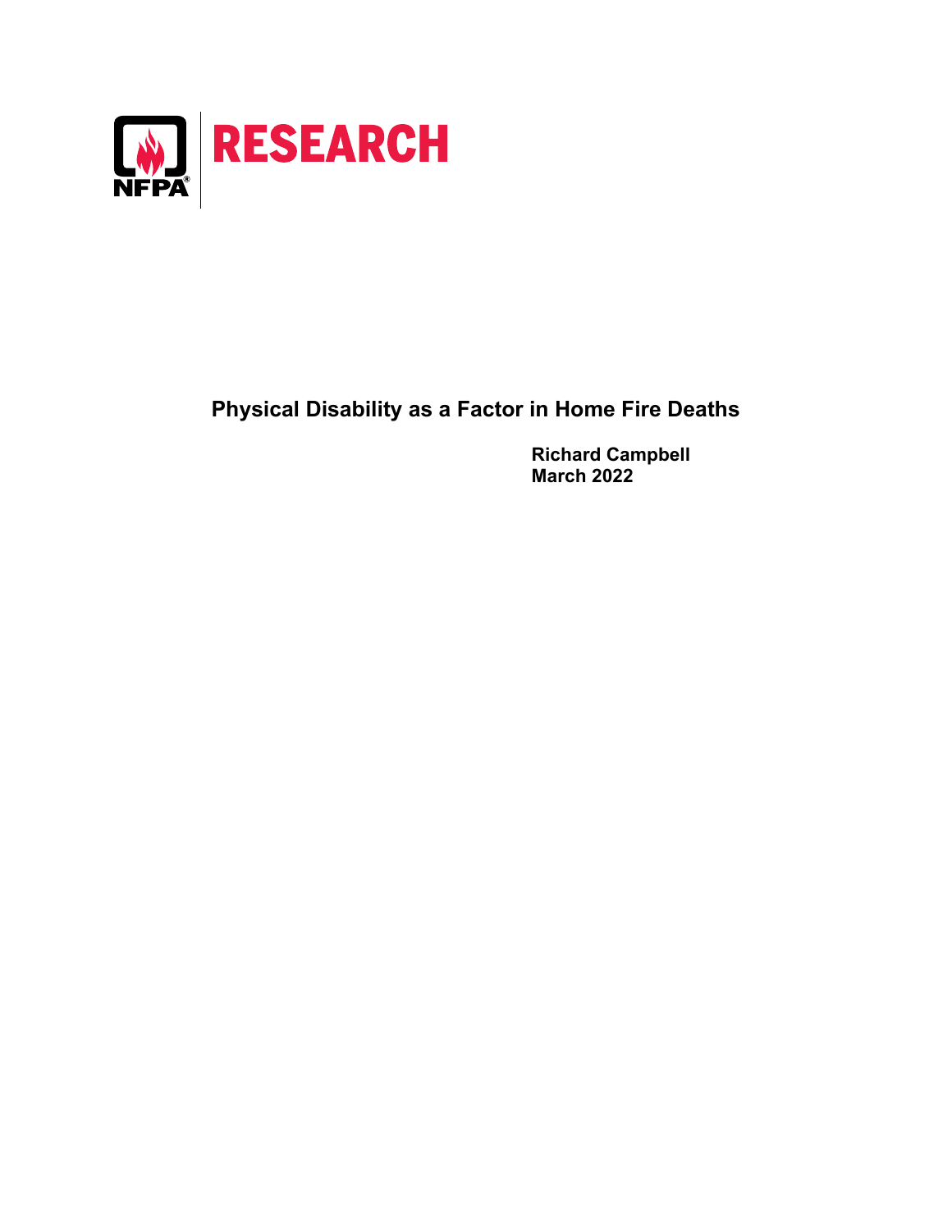NFPA RESEARCH

# Physical Disability as a Factor in Home Fire Deaths

**Richard Campbell**
**March 2022**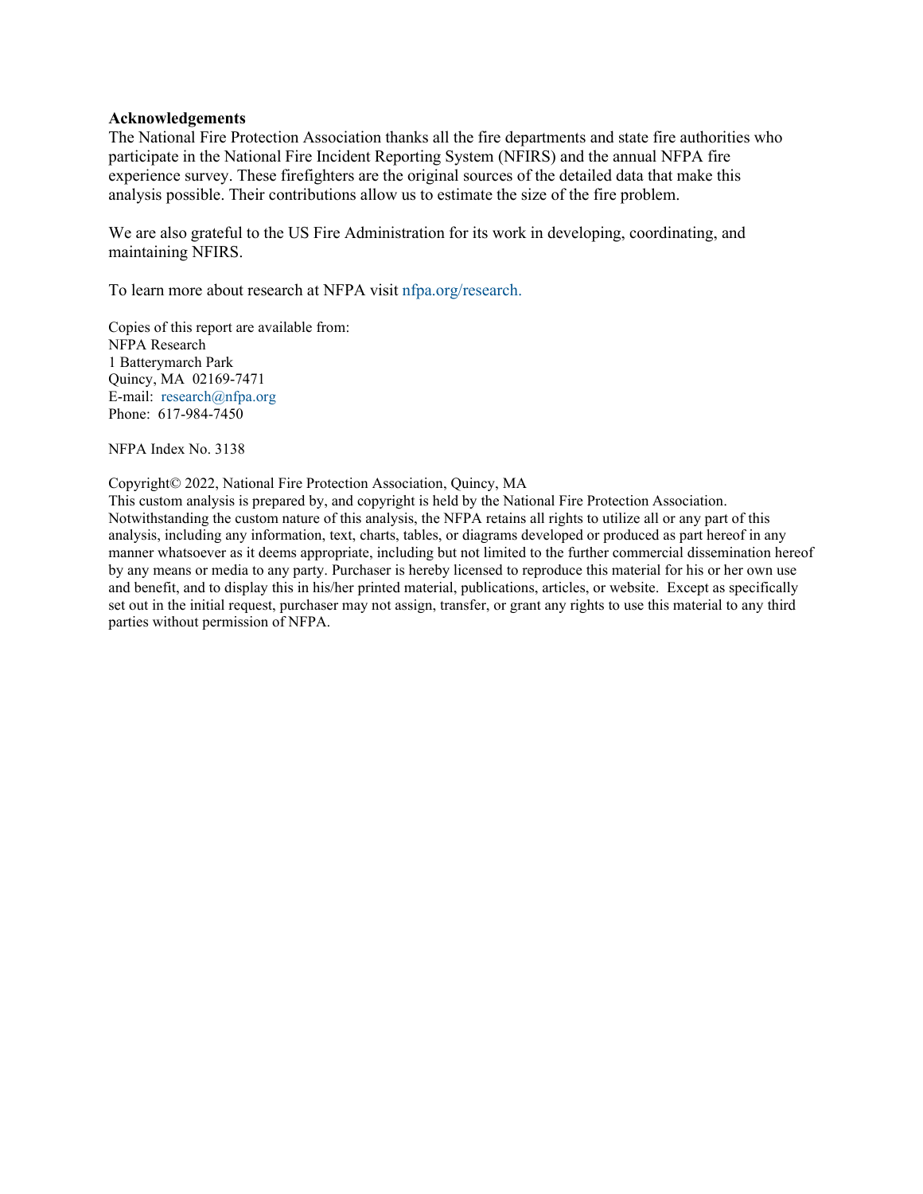**Acknowledgements**

The National Fire Protection Association thanks all the fire departments and state fire authorities who participate in the National Fire Incident Reporting System (NFIRS) and the annual NFPA fire experience survey. These firefighters are the original sources of the detailed data that make this analysis possible. Their contributions allow us to estimate the size of the fire problem.

We are also grateful to the US Fire Administration for its work in developing, coordinating, and maintaining NFIRS.

To learn more about research at NFPA visit nfpa.org/research.

Copies of this report are available from:
NFPA Research
1 Batterymarch Park
Quincy, MA 02169-7471
E-mail: research@nfpa.org
Phone: 617-984-7450

NFPA Index No. 3138

Copyright© 2022, National Fire Protection Association, Quincy, MA
This custom analysis is prepared by, and copyright is held by the National Fire Protection Association. Notwithstanding the custom nature of this analysis, the NFPA retains all rights to utilize all or any part of this analysis, including any information, text, charts, tables, or diagrams developed or produced as part hereof in any manner whatsoever as it deems appropriate, including but not limited to the further commercial dissemination hereof by any means or media to any party. Purchaser is hereby licensed to reproduce this material for his or her own use and benefit, and to display this in his/her printed material, publications, articles, or website. Except as specifically set out in the initial request, purchaser may not assign, transfer, or grant any rights to use this material to any third parties without permission of NFPA.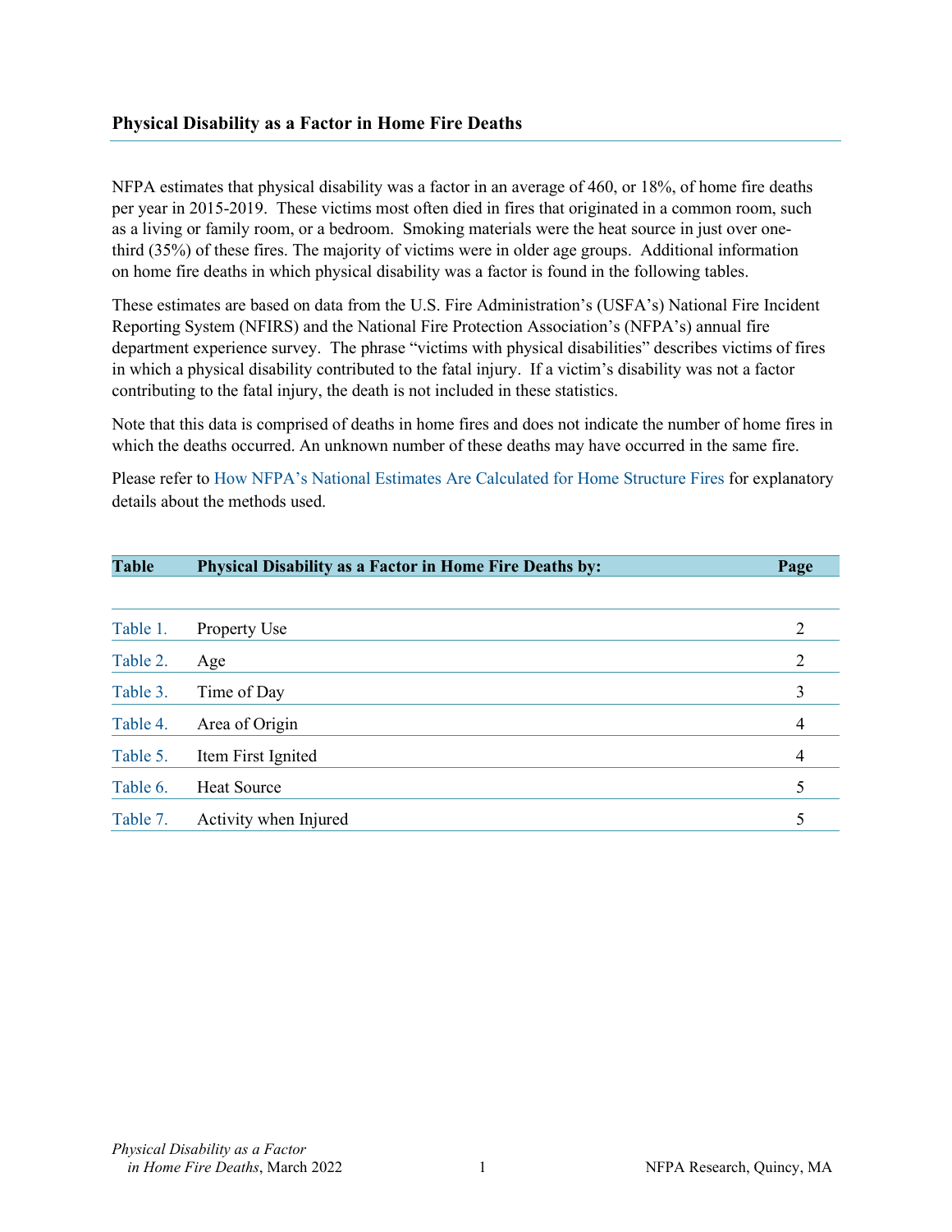## Physical Disability as a Factor in Home Fire Deaths

NFPA estimates that physical disability was a factor in an average of 460, or 18%, of home fire deaths per year in 2015-2019. These victims most often died in fires that originated in a common room, such as a living or family room, or a bedroom. Smoking materials were the heat source in just over one-third (35%) of these fires. The majority of victims were in older age groups. Additional information on home fire deaths in which physical disability was a factor is found in the following tables.

These estimates are based on data from the U.S. Fire Administration's (USFA's) National Fire Incident Reporting System (NFIRS) and the National Fire Protection Association's (NFPA's) annual fire department experience survey. The phrase "victims with physical disabilities" describes victims of fires in which a physical disability contributed to the fatal injury. If a victim's disability was not a factor contributing to the fatal injury, the death is not included in these statistics.

Note that this data is comprised of deaths in home fires and does not indicate the number of home fires in which the deaths occurred. An unknown number of these deaths may have occurred in the same fire.

Please refer to How NFPA's National Estimates Are Calculated for Home Structure Fires for explanatory details about the methods used.

| Table | Physical Disability as a Factor in Home Fire Deaths by: | Page |
|---|---|---|
| Table 1. | Property Use | 2 |
| Table 2. | Age | 2 |
| Table 3. | Time of Day | 3 |
| Table 4. | Area of Origin | 4 |
| Table 5. | Item First Ignited | 4 |
| Table 6. | Heat Source | 5 |
| Table 7. | Activity when Injured | 5 |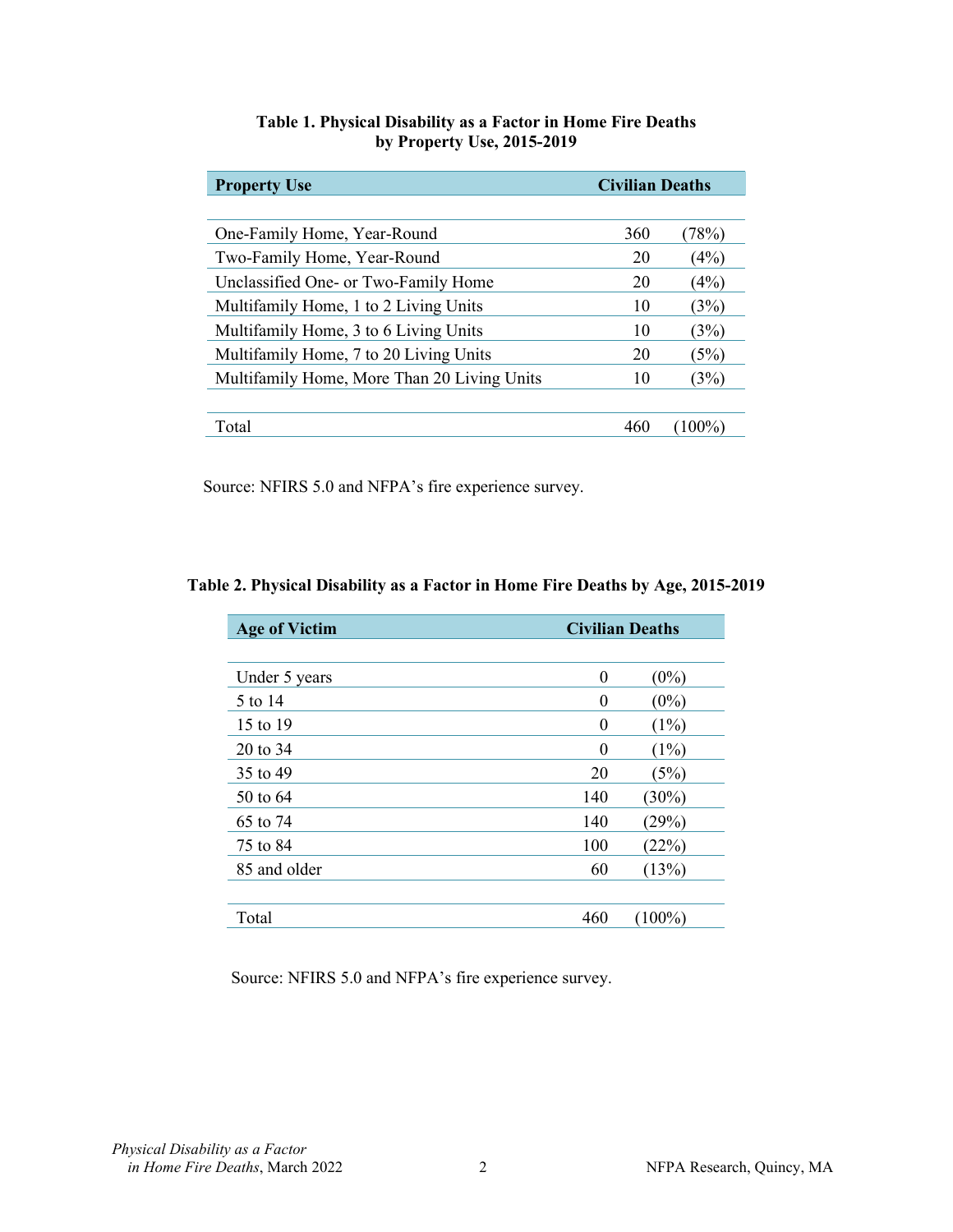**Table 1. Physical Disability as a Factor in Home Fire Deaths by Property Use, 2015-2019**

| Property Use | Civilian Deaths | |
|---|---|---|
| One-Family Home, Year-Round | 360 | (78%) |
| Two-Family Home, Year-Round | 20 | (4%) |
| Unclassified One- or Two-Family Home | 20 | (4%) |
| Multifamily Home, 1 to 2 Living Units | 10 | (3%) |
| Multifamily Home, 3 to 6 Living Units | 10 | (3%) |
| Multifamily Home, 7 to 20 Living Units | 20 | (5%) |
| Multifamily Home, More Than 20 Living Units | 10 | (3%) |
| Total | 460 | (100%) |

Source: NFIRS 5.0 and NFPA's fire experience survey.

**Table 2. Physical Disability as a Factor in Home Fire Deaths by Age, 2015-2019**

| Age of Victim | Civilian Deaths | |
|---|---|---|
| Under 5 years | 0 | (0%) |
| 5 to 14 | 0 | (0%) |
| 15 to 19 | 0 | (1%) |
| 20 to 34 | 0 | (1%) |
| 35 to 49 | 20 | (5%) |
| 50 to 64 | 140 | (30%) |
| 65 to 74 | 140 | (29%) |
| 75 to 84 | 100 | (22%) |
| 85 and older | 60 | (13%) |
| Total | 460 | (100%) |

Source: NFIRS 5.0 and NFPA's fire experience survey.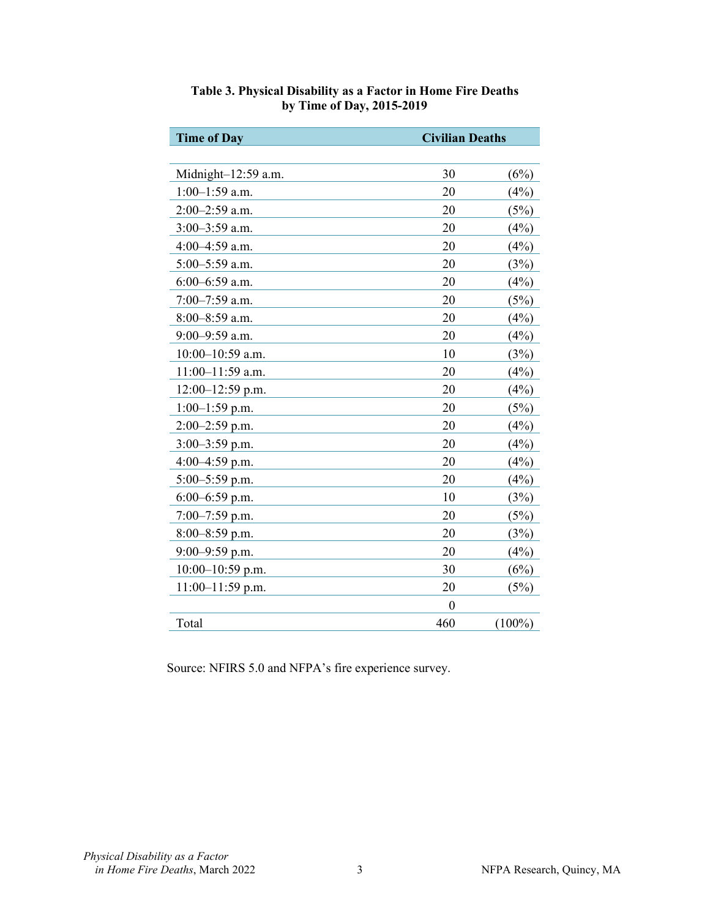**Table 3. Physical Disability as a Factor in Home Fire Deaths by Time of Day, 2015-2019**

| Time of Day | Civilian Deaths | |
|---|---|---|
| | | |
| Midnight–12:59 a.m. | 30 | (6%) |
| 1:00–1:59 a.m. | 20 | (4%) |
| 2:00–2:59 a.m. | 20 | (5%) |
| 3:00–3:59 a.m. | 20 | (4%) |
| 4:00–4:59 a.m. | 20 | (4%) |
| 5:00–5:59 a.m. | 20 | (3%) |
| 6:00–6:59 a.m. | 20 | (4%) |
| 7:00–7:59 a.m. | 20 | (5%) |
| 8:00–8:59 a.m. | 20 | (4%) |
| 9:00–9:59 a.m. | 20 | (4%) |
| 10:00–10:59 a.m. | 10 | (3%) |
| 11:00–11:59 a.m. | 20 | (4%) |
| 12:00–12:59 p.m. | 20 | (4%) |
| 1:00–1:59 p.m. | 20 | (5%) |
| 2:00–2:59 p.m. | 20 | (4%) |
| 3:00–3:59 p.m. | 20 | (4%) |
| 4:00–4:59 p.m. | 20 | (4%) |
| 5:00–5:59 p.m. | 20 | (4%) |
| 6:00–6:59 p.m. | 10 | (3%) |
| 7:00–7:59 p.m. | 20 | (5%) |
| 8:00–8:59 p.m. | 20 | (3%) |
| 9:00–9:59 p.m. | 20 | (4%) |
| 10:00–10:59 p.m. | 30 | (6%) |
| 11:00–11:59 p.m. | 20 | (5%) |
| | 0 | |
| Total | 460 | (100%) |

Source: NFIRS 5.0 and NFPA's fire experience survey.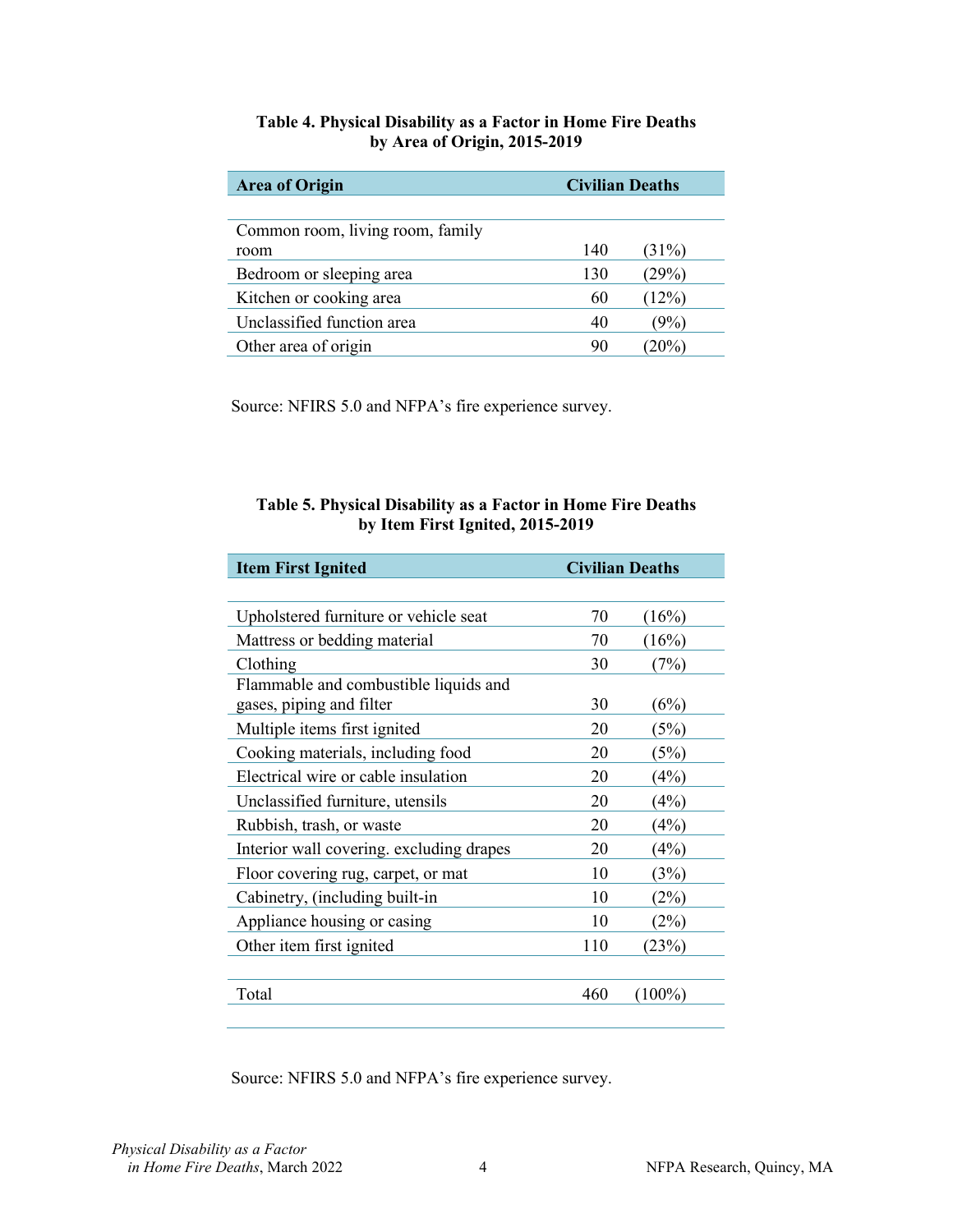**Table 4. Physical Disability as a Factor in Home Fire Deaths by Area of Origin, 2015-2019**

| Area of Origin | Civilian Deaths | |
|---|---|---|
| Common room, living room, family room | 140 | (31%) |
| Bedroom or sleeping area | 130 | (29%) |
| Kitchen or cooking area | 60 | (12%) |
| Unclassified function area | 40 | (9%) |
| Other area of origin | 90 | (20%) |

Source: NFIRS 5.0 and NFPA's fire experience survey.

**Table 5. Physical Disability as a Factor in Home Fire Deaths by Item First Ignited, 2015-2019**

| Item First Ignited | Civilian Deaths | |
|---|---|---|
| Upholstered furniture or vehicle seat | 70 | (16%) |
| Mattress or bedding material | 70 | (16%) |
| Clothing | 30 | (7%) |
| Flammable and combustible liquids and gases, piping and filter | 30 | (6%) |
| Multiple items first ignited | 20 | (5%) |
| Cooking materials, including food | 20 | (5%) |
| Electrical wire or cable insulation | 20 | (4%) |
| Unclassified furniture, utensils | 20 | (4%) |
| Rubbish, trash, or waste | 20 | (4%) |
| Interior wall covering. excluding drapes | 20 | (4%) |
| Floor covering rug, carpet, or mat | 10 | (3%) |
| Cabinetry, (including built-in | 10 | (2%) |
| Appliance housing or casing | 10 | (2%) |
| Other item first ignited | 110 | (23%) |
| Total | 460 | (100%) |

Source: NFIRS 5.0 and NFPA's fire experience survey.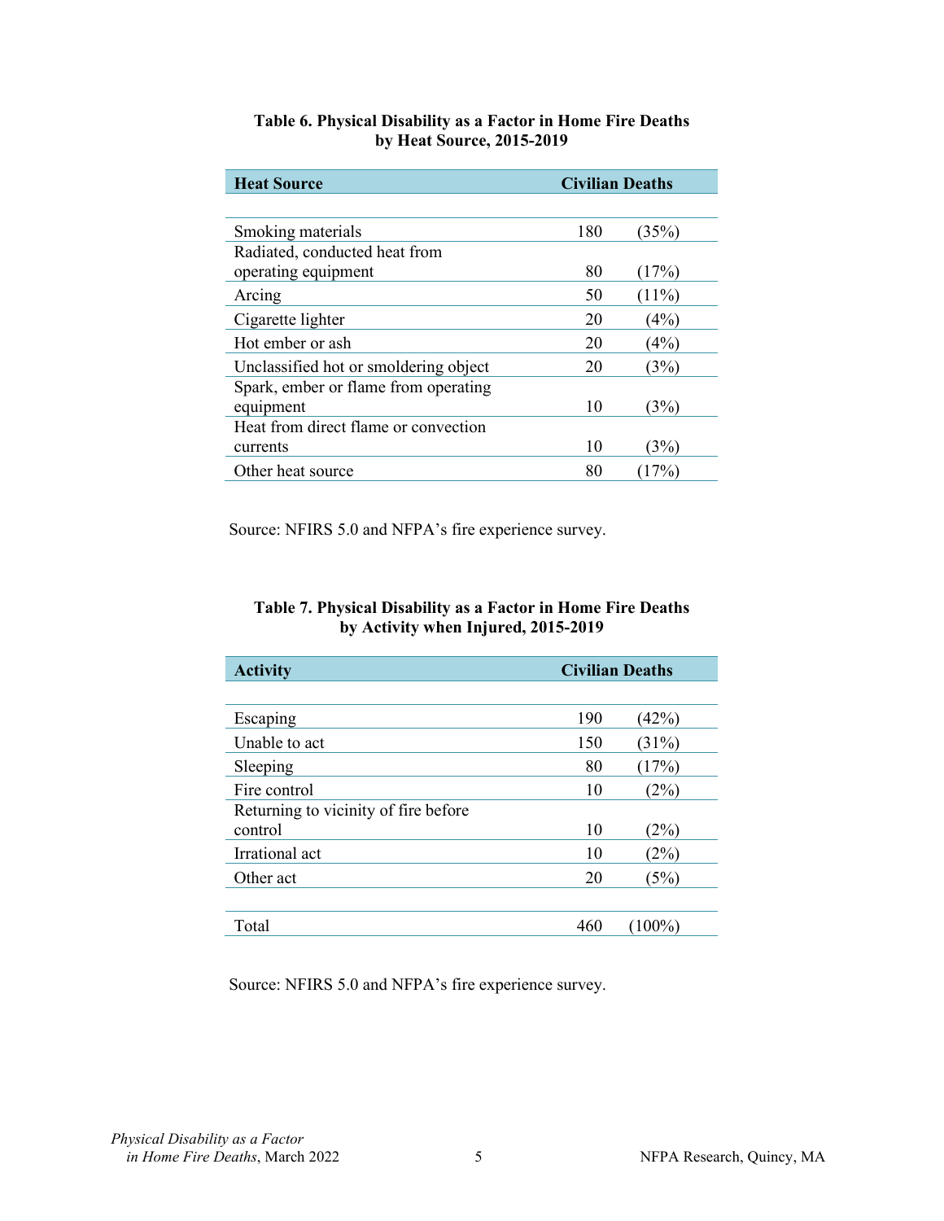**Table 6. Physical Disability as a Factor in Home Fire Deaths by Heat Source, 2015-2019**

| Heat Source | Civilian Deaths | |
|---|---|---|
| Smoking materials | 180 | (35%) |
| Radiated, conducted heat from operating equipment | 80 | (17%) |
| Arcing | 50 | (11%) |
| Cigarette lighter | 20 | (4%) |
| Hot ember or ash | 20 | (4%) |
| Unclassified hot or smoldering object | 20 | (3%) |
| Spark, ember or flame from operating equipment | 10 | (3%) |
| Heat from direct flame or convection currents | 10 | (3%) |
| Other heat source | 80 | (17%) |

Source: NFIRS 5.0 and NFPA's fire experience survey.

**Table 7. Physical Disability as a Factor in Home Fire Deaths by Activity when Injured, 2015-2019**

| Activity | Civilian Deaths | |
|---|---|---|
| Escaping | 190 | (42%) |
| Unable to act | 150 | (31%) |
| Sleeping | 80 | (17%) |
| Fire control | 10 | (2%) |
| Returning to vicinity of fire before control | 10 | (2%) |
| Irrational act | 10 | (2%) |
| Other act | 20 | (5%) |
| Total | 460 | (100%) |

Source: NFIRS 5.0 and NFPA's fire experience survey.